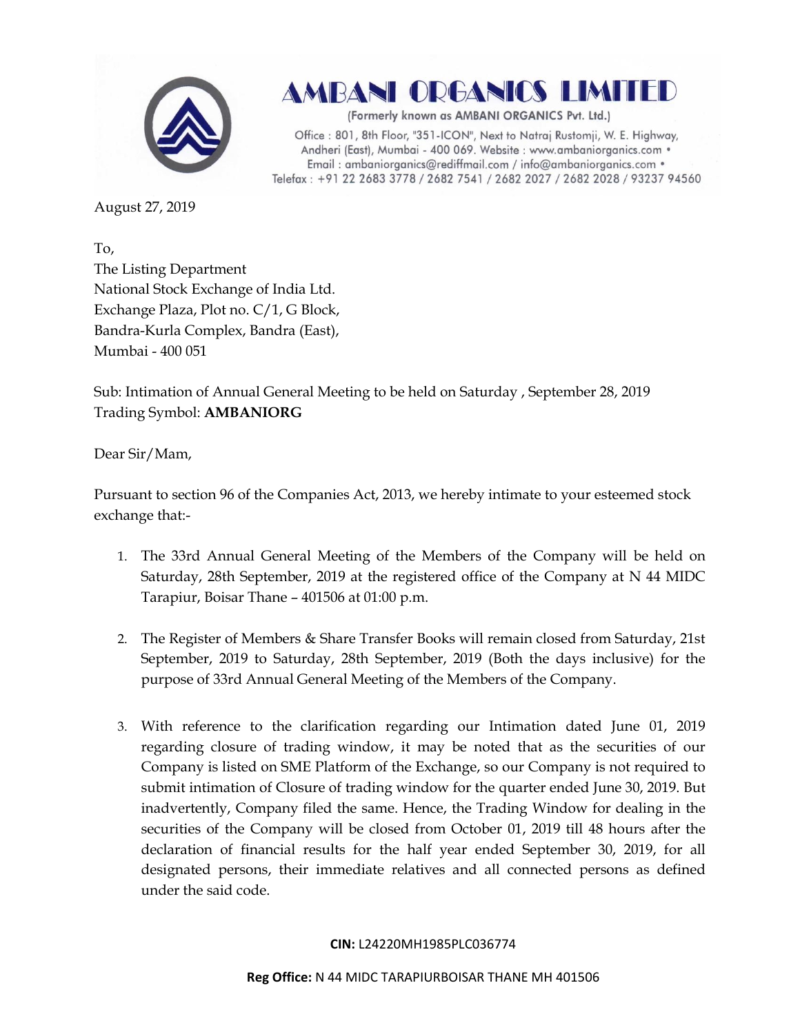# AMBANI ORGANICS LIMITED

(Formerly known as AMBANI ORGANICS Pvt. Ltd.)

Office : 801, 8th Floor, "351-ICON", Next to Natraj Rustomji, W. E. Highway, Andheri (East), Mumbai - 400 069. Website : www.ambaniorganics.com • Email : ambaniorganics@rediffmail.com / info@ambaniorganics.com • Telefax : +91 22 2683 3778 / 2682 7541 / 2682 2027 / 2682 2028 / 93237 94560

August 27, 2019

To,
The Listing Department
National Stock Exchange of India Ltd.
Exchange Plaza, Plot no. C/1, G Block,
Bandra-Kurla Complex, Bandra (East),
Mumbai - 400 051

Sub: Intimation of Annual General Meeting to be held on Saturday , September 28, 2019
Trading Symbol: **AMBANIORG**

Dear Sir/Mam,

Pursuant to section 96 of the Companies Act, 2013, we hereby intimate to your esteemed stock exchange that:-

1. The 33rd Annual General Meeting of the Members of the Company will be held on Saturday, 28th September, 2019 at the registered office of the Company at N 44 MIDC Tarapiur, Boisar Thane – 401506 at 01:00 p.m.

2. The Register of Members & Share Transfer Books will remain closed from Saturday, 21st September, 2019 to Saturday, 28th September, 2019 (Both the days inclusive) for the purpose of 33rd Annual General Meeting of the Members of the Company.

3. With reference to the clarification regarding our Intimation dated June 01, 2019 regarding closure of trading window, it may be noted that as the securities of our Company is listed on SME Platform of the Exchange, so our Company is not required to submit intimation of Closure of trading window for the quarter ended June 30, 2019. But inadvertently, Company filed the same. Hence, the Trading Window for dealing in the securities of the Company will be closed from October 01, 2019 till 48 hours after the declaration of financial results for the half year ended September 30, 2019, for all designated persons, their immediate relatives and all connected persons as defined under the said code.

**CIN:** L24220MH1985PLC036774

**Reg Office:** N 44 MIDC TARAPIURBOISAR THANE MH 401506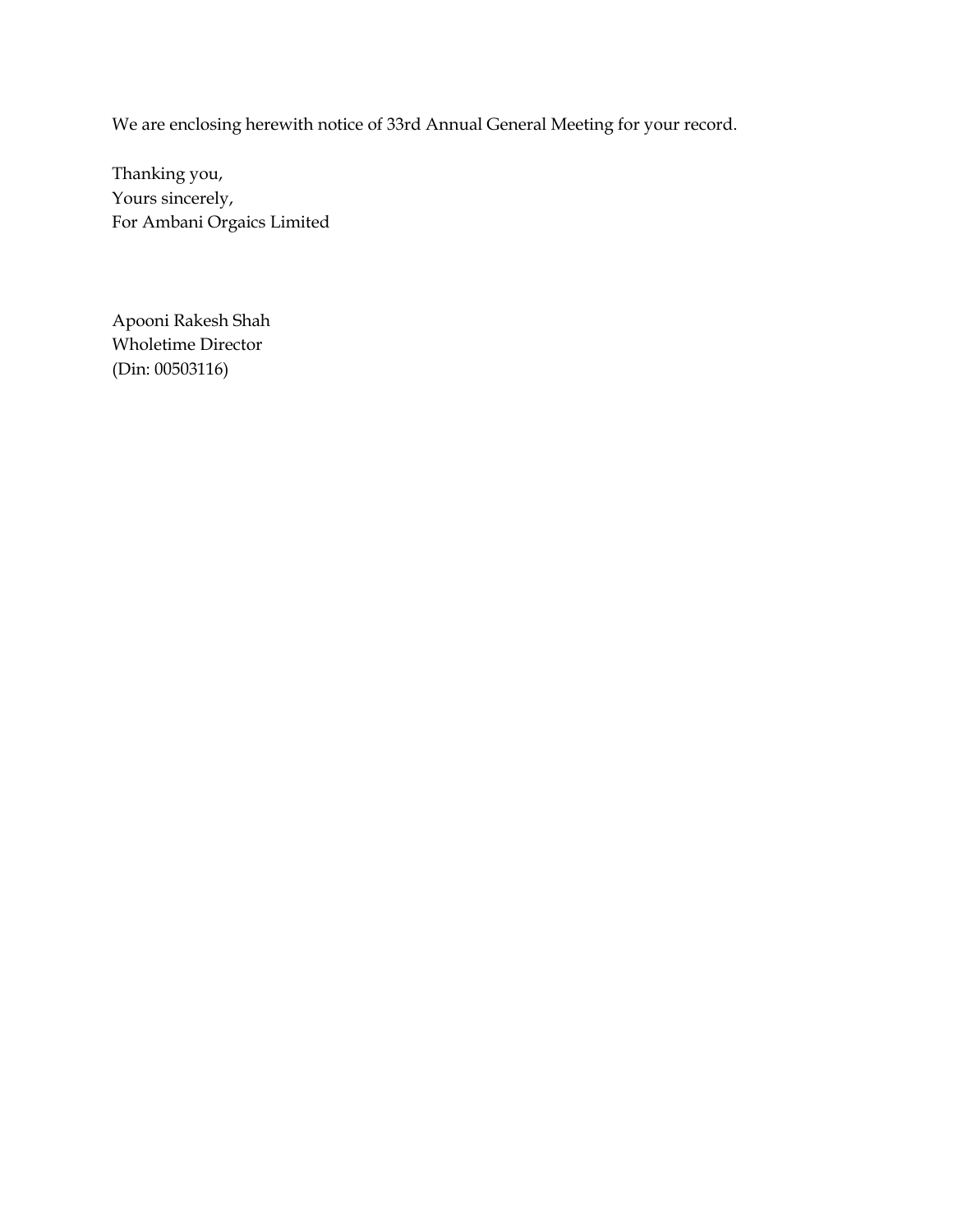We are enclosing herewith notice of 33rd Annual General Meeting for your record.

Thanking you,  
Yours sincerely,  
For Ambani Orgaics Limited

Apooni Rakesh Shah  
Wholetime Director  
(Din: 00503116)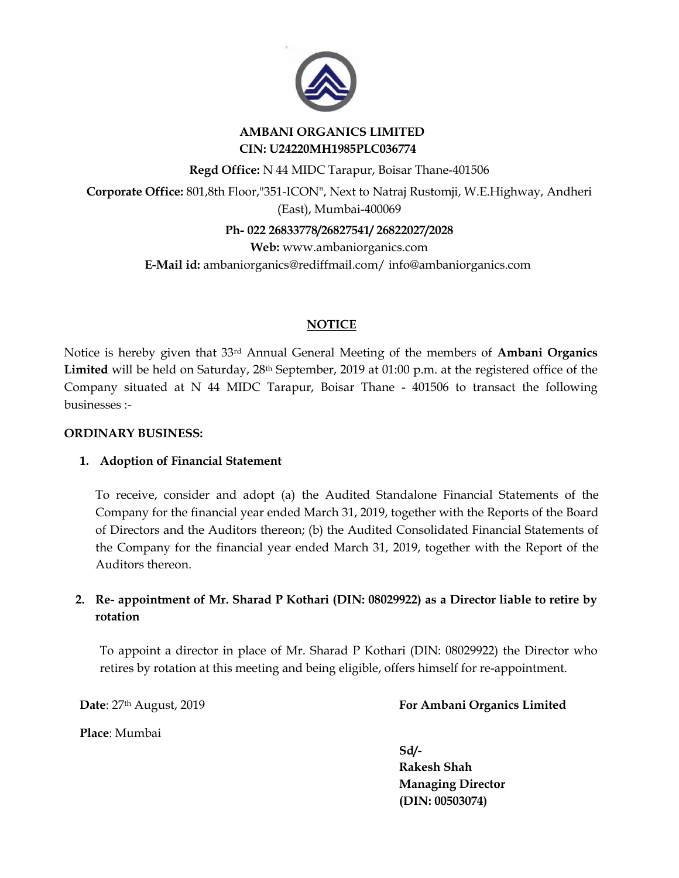**AMBANI ORGANICS LIMITED**
**CIN: U24220MH1985PLC036774**

**Regd Office:** N 44 MIDC Tarapur, Boisar Thane-401506

**Corporate Office:** 801,8th Floor,"351-ICON", Next to Natraj Rustomji, W.E.Highway, Andheri (East), Mumbai-400069

**Ph- 022 26833778/26827541/ 26822027/2028**

**Web:** www.ambaniorganics.com

**E-Mail id:** ambaniorganics@rediffmail.com/ info@ambaniorganics.com

## NOTICE

Notice is hereby given that 33rd Annual General Meeting of the members of **Ambani Organics Limited** will be held on Saturday, 28th September, 2019 at 01:00 p.m. at the registered office of the Company situated at N 44 MIDC Tarapur, Boisar Thane - 401506 to transact the following businesses :-

**ORDINARY BUSINESS:**

1. **Adoption of Financial Statement**

   To receive, consider and adopt (a) the Audited Standalone Financial Statements of the Company for the financial year ended March 31, 2019, together with the Reports of the Board of Directors and the Auditors thereon; (b) the Audited Consolidated Financial Statements of the Company for the financial year ended March 31, 2019, together with the Report of the Auditors thereon.

2. **Re- appointment of Mr. Sharad P Kothari (DIN: 08029922) as a Director liable to retire by rotation**

   To appoint a director in place of Mr. Sharad P Kothari (DIN: 08029922) the Director who retires by rotation at this meeting and being eligible, offers himself for re-appointment.

**Date**: 27th August, 2019

**Place**: Mumbai

**For Ambani Organics Limited**

**Sd/-**
**Rakesh Shah**
**Managing Director**
**(DIN: 00503074)**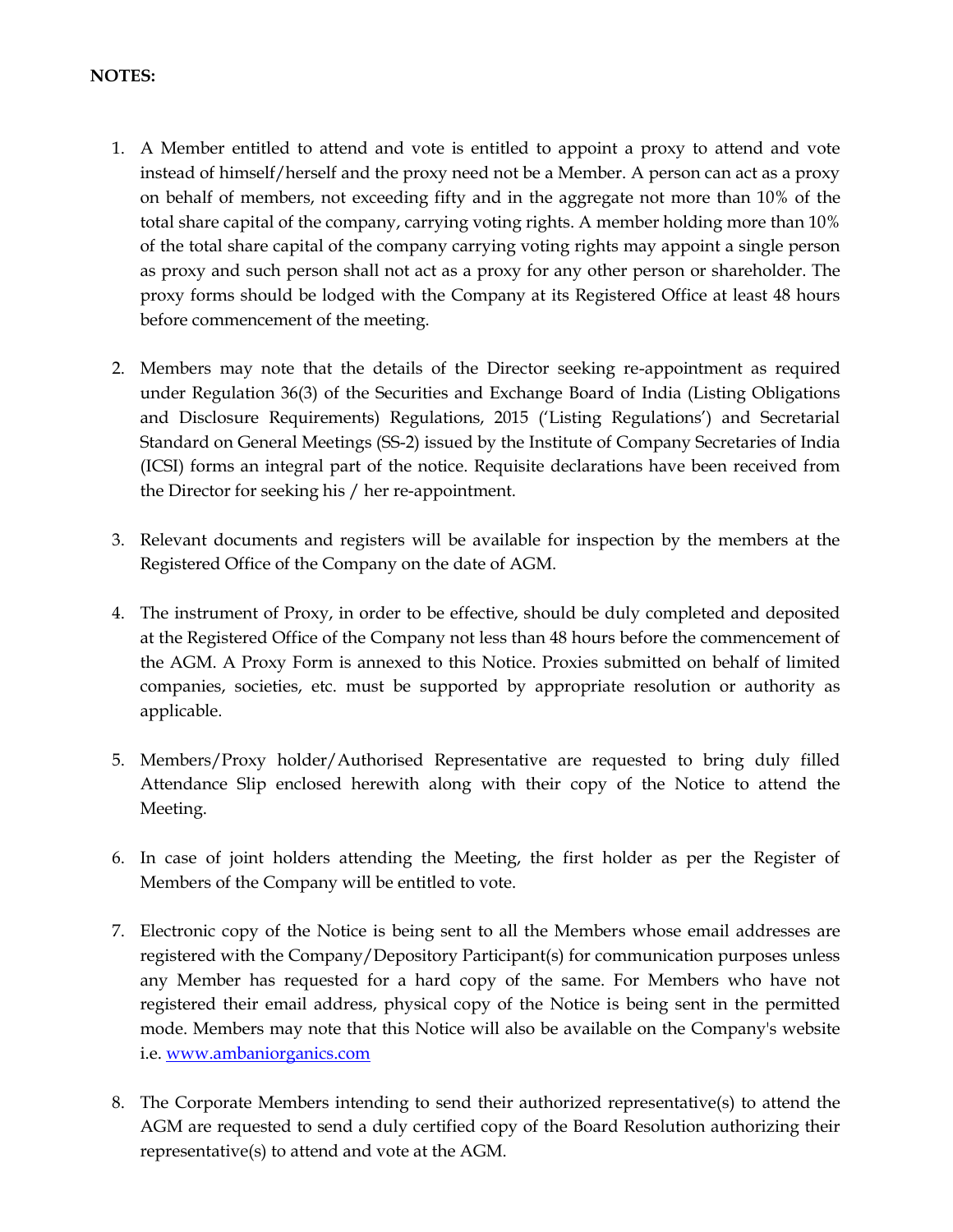**NOTES:**

1. A Member entitled to attend and vote is entitled to appoint a proxy to attend and vote instead of himself/herself and the proxy need not be a Member. A person can act as a proxy on behalf of members, not exceeding fifty and in the aggregate not more than 10% of the total share capital of the company, carrying voting rights. A member holding more than 10% of the total share capital of the company carrying voting rights may appoint a single person as proxy and such person shall not act as a proxy for any other person or shareholder. The proxy forms should be lodged with the Company at its Registered Office at least 48 hours before commencement of the meeting.

2. Members may note that the details of the Director seeking re-appointment as required under Regulation 36(3) of the Securities and Exchange Board of India (Listing Obligations and Disclosure Requirements) Regulations, 2015 ('Listing Regulations') and Secretarial Standard on General Meetings (SS-2) issued by the Institute of Company Secretaries of India (ICSI) forms an integral part of the notice. Requisite declarations have been received from the Director for seeking his / her re-appointment.

3. Relevant documents and registers will be available for inspection by the members at the Registered Office of the Company on the date of AGM.

4. The instrument of Proxy, in order to be effective, should be duly completed and deposited at the Registered Office of the Company not less than 48 hours before the commencement of the AGM. A Proxy Form is annexed to this Notice. Proxies submitted on behalf of limited companies, societies, etc. must be supported by appropriate resolution or authority as applicable.

5. Members/Proxy holder/Authorised Representative are requested to bring duly filled Attendance Slip enclosed herewith along with their copy of the Notice to attend the Meeting.

6. In case of joint holders attending the Meeting, the first holder as per the Register of Members of the Company will be entitled to vote.

7. Electronic copy of the Notice is being sent to all the Members whose email addresses are registered with the Company/Depository Participant(s) for communication purposes unless any Member has requested for a hard copy of the same. For Members who have not registered their email address, physical copy of the Notice is being sent in the permitted mode. Members may note that this Notice will also be available on the Company's website i.e. www.ambaniorganics.com

8. The Corporate Members intending to send their authorized representative(s) to attend the AGM are requested to send a duly certified copy of the Board Resolution authorizing their representative(s) to attend and vote at the AGM.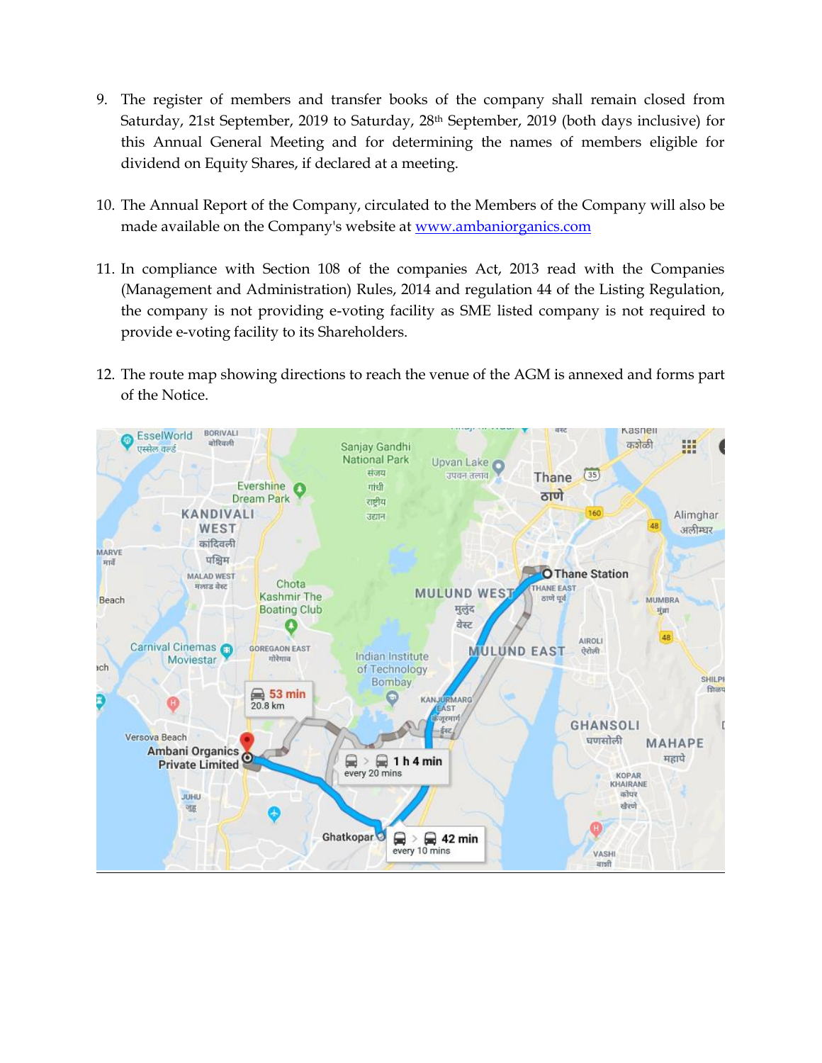9. The register of members and transfer books of the company shall remain closed from Saturday, 21st September, 2019 to Saturday, 28th September, 2019 (both days inclusive) for this Annual General Meeting and for determining the names of members eligible for dividend on Equity Shares, if declared at a meeting.

10. The Annual Report of the Company, circulated to the Members of the Company will also be made available on the Company's website at [www.ambaniorganics.com](www.ambaniorganics.com)

11. In compliance with Section 108 of the companies Act, 2013 read with the Companies (Management and Administration) Rules, 2014 and regulation 44 of the Listing Regulation, the company is not providing e-voting facility as SME listed company is not required to provide e-voting facility to its Shareholders.

12. The route map showing directions to reach the venue of the AGM is annexed and forms part of the Notice.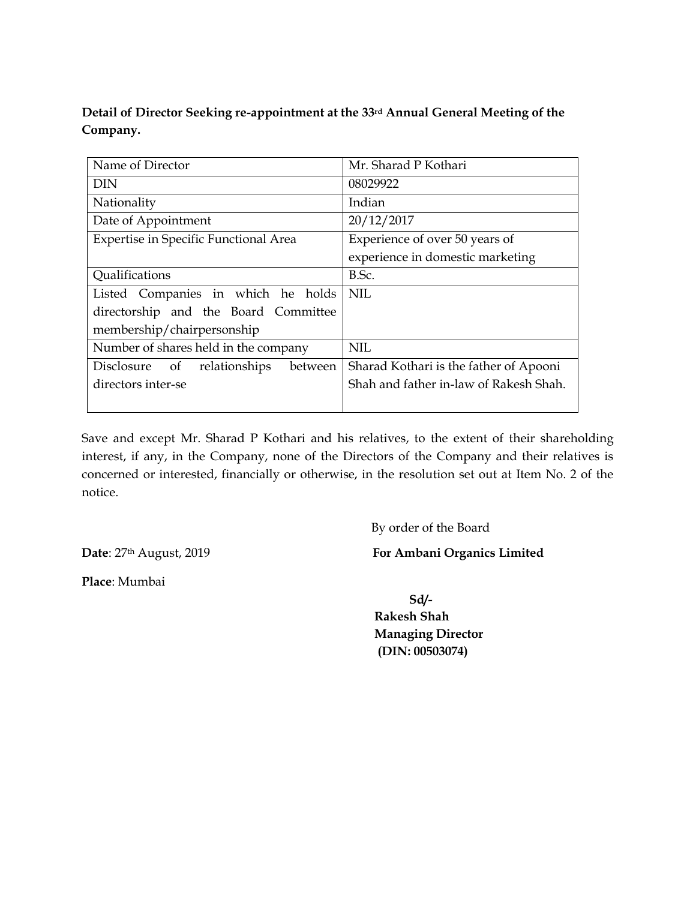**Detail of Director Seeking re-appointment at the 33rd Annual General Meeting of the Company.**

| Name of Director | Mr. Sharad P Kothari |
| --- | --- |
| DIN | 08029922 |
| Nationality | Indian |
| Date of Appointment | 20/12/2017 |
| Expertise in Specific Functional Area | Experience of over 50 years of experience in domestic marketing |
| Qualifications | B.Sc. |
| Listed Companies in which he holds directorship and the Board Committee membership/chairpersonship | NIL |
| Number of shares held in the company | NIL |
| Disclosure of relationships between directors inter-se | Sharad Kothari is the father of Apooni Shah and father in-law of Rakesh Shah. |

Save and except Mr. Sharad P Kothari and his relatives, to the extent of their shareholding interest, if any, in the Company, none of the Directors of the Company and their relatives is concerned or interested, financially or otherwise, in the resolution set out at Item No. 2 of the notice.

By order of the Board

**Date**: 27th August, 2019

**For Ambani Organics Limited**

**Place**: Mumbai

**Sd/-**
**Rakesh Shah**
**Managing Director**
**(DIN: 00503074)**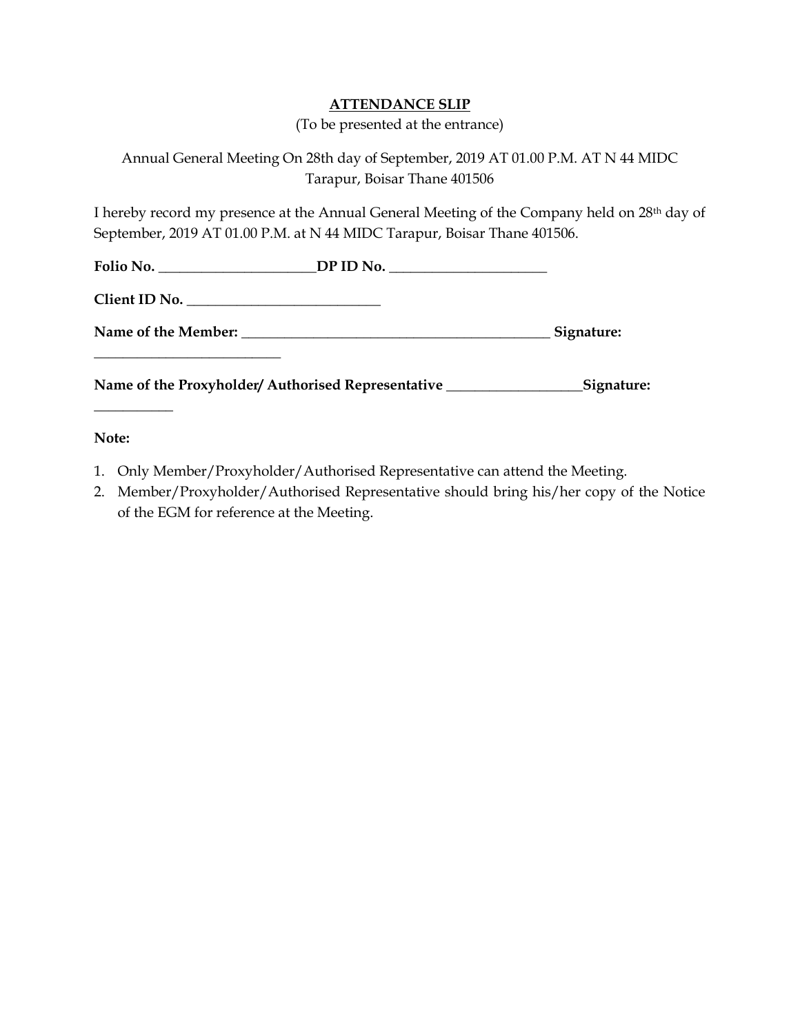## ATTENDANCE SLIP

(To be presented at the entrance)

Annual General Meeting On 28th day of September, 2019 AT 01.00 P.M. AT N 44 MIDC Tarapur, Boisar Thane 401506

I hereby record my presence at the Annual General Meeting of the Company held on 28th day of September, 2019 AT 01.00 P.M. at N 44 MIDC Tarapur, Boisar Thane 401506.

**Folio No.** ______________________ **DP ID No.** ______________________

**Client ID No.** ___________________________

**Name of the Member:** ____________________________________________ **Signature:** __________________________

**Name of the Proxyholder/ Authorised Representative** ___________________ **Signature:** ___________

**Note:**

1. Only Member/Proxyholder/Authorised Representative can attend the Meeting.
2. Member/Proxyholder/Authorised Representative should bring his/her copy of the Notice of the EGM for reference at the Meeting.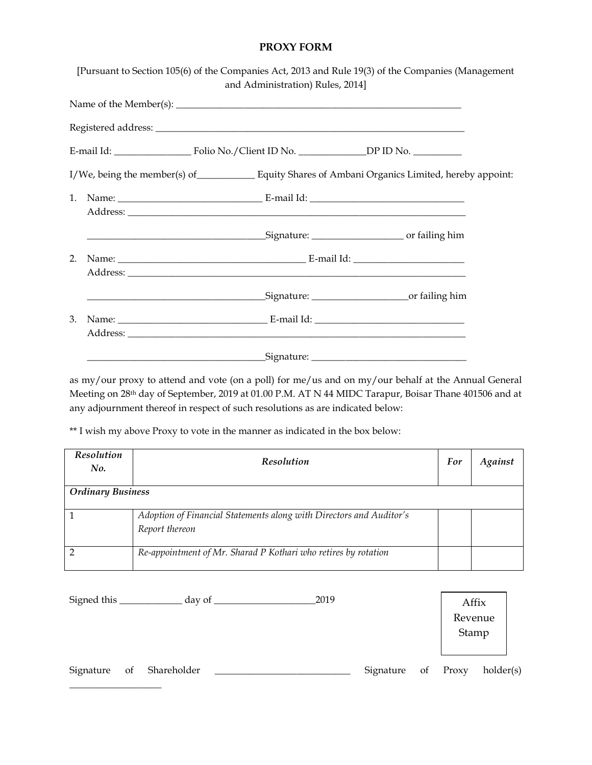# PROXY FORM

[Pursuant to Section 105(6) of the Companies Act, 2013 and Rule 19(3) of the Companies (Management and Administration) Rules, 2014]

Name of the Member(s): ____________________________________________________________

Registered address: _______________________________________________________________

E-mail Id: ________________ Folio No./Client ID No. ______________DP ID No. __________

I/We, being the member(s) of____________ Equity Shares of Ambani Organics Limited, hereby appoint:

1. Name: ______________________________ E-mail Id: ________________________________
   Address: _________________________________________________________________________

   ____________________________________Signature: ___________________ or failing him

2. Name: ______________________________________ E-mail Id: _______________________
   Address: _________________________________________________________________________

   ____________________________________Signature: ____________________or failing him

3. Name: _______________________________ E-mail Id: _______________________________
   Address: _________________________________________________________________________

   ____________________________________Signature: ________________________________

as my/our proxy to attend and vote (on a poll) for me/us and on my/our behalf at the Annual General Meeting on 28th day of September, 2019 at 01.00 P.M. AT N 44 MIDC Tarapur, Boisar Thane 401506 and at any adjournment thereof in respect of such resolutions as are indicated below:

** I wish my above Proxy to vote in the manner as indicated in the box below:

| *Resolution No.* | *Resolution* | *For* | *Against* |
|---|---|---|---|
| ***Ordinary Business*** | | | |
| 1 | *Adoption of Financial Statements along with Directors and Auditor's Report thereon* | | |
| 2 | *Re-appointment of Mr. Sharad P Kothari who retires by rotation* | | |

Signed this _____________ day of _____________________2019

Affix Revenue Stamp

Signature of Shareholder ____________________________ Signature of Proxy holder(s) ___________________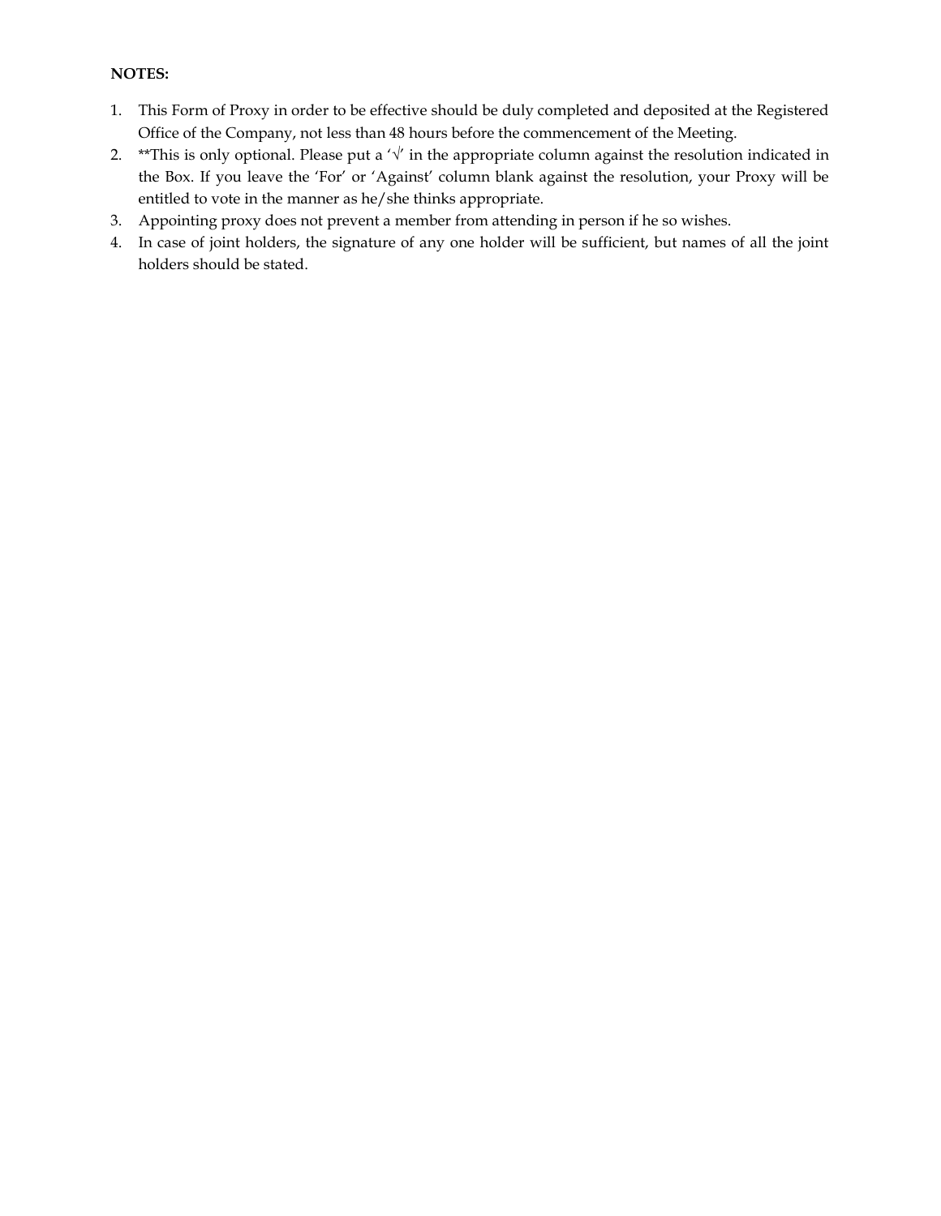**NOTES:**

1. This Form of Proxy in order to be effective should be duly completed and deposited at the Registered Office of the Company, not less than 48 hours before the commencement of the Meeting.
2. **This is only optional. Please put a '√' in the appropriate column against the resolution indicated in the Box. If you leave the 'For' or 'Against' column blank against the resolution, your Proxy will be entitled to vote in the manner as he/she thinks appropriate.
3. Appointing proxy does not prevent a member from attending in person if he so wishes.
4. In case of joint holders, the signature of any one holder will be sufficient, but names of all the joint holders should be stated.